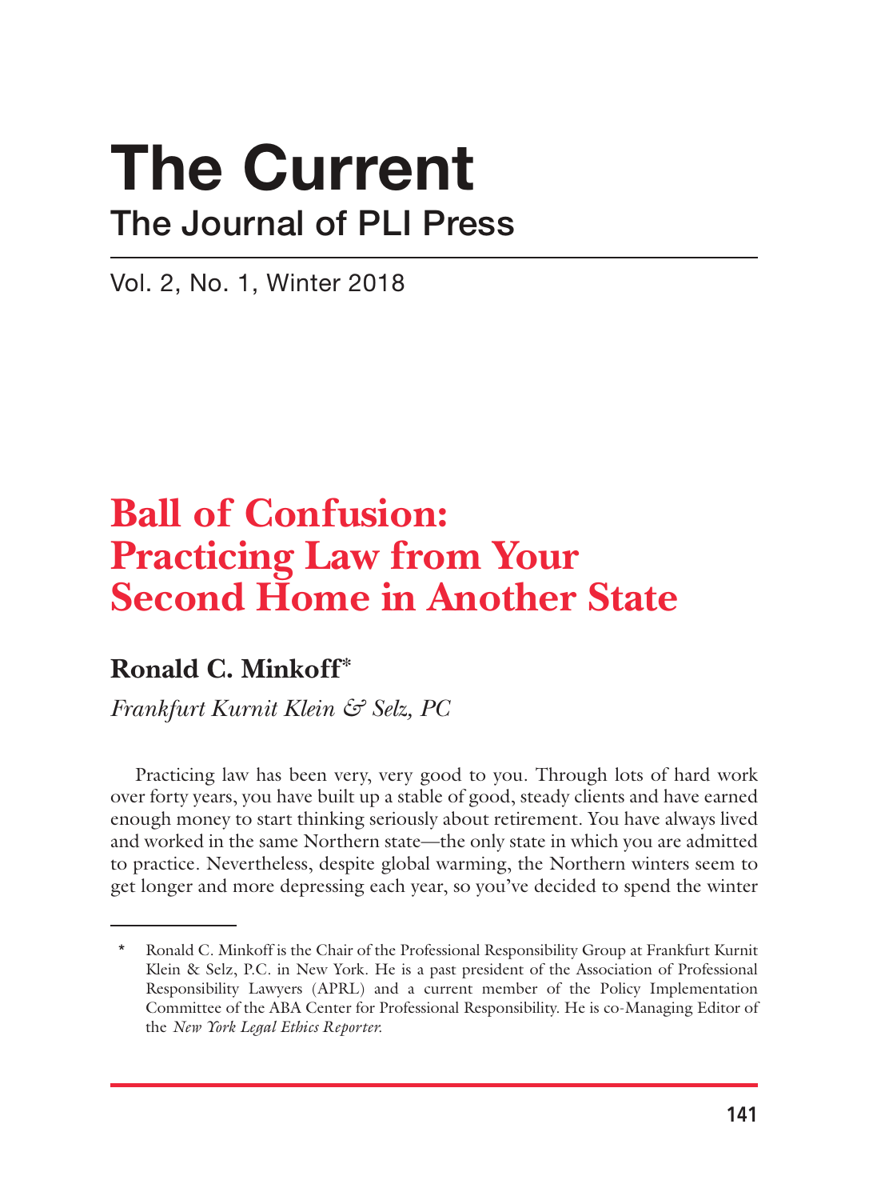# The Current

## The Journal of PLI Press

Vol. 2, No. 1, Winter 2018

# Ball of Confusion: Practicing Law from Your Second Home in Another State

**Ronald C. Minkoff***

*Frankfurt Kurnit Klein & Selz, PC*

Practicing law has been very, very good to you. Through lots of hard work over forty years, you have built up a stable of good, steady clients and have earned enough money to start thinking seriously about retirement. You have always lived and worked in the same Northern state—the only state in which you are admitted to practice. Nevertheless, despite global warming, the Northern winters seem to get longer and more depressing each year, so you've decided to spend the winter

---

\* Ronald C. Minkoff is the Chair of the Professional Responsibility Group at Frankfurt Kurnit Klein & Selz, P.C. in New York. He is a past president of the Association of Professional Responsibility Lawyers (APRL) and a current member of the Policy Implementation Committee of the ABA Center for Professional Responsibility. He is co-Managing Editor of the *New York Legal Ethics Reporter.*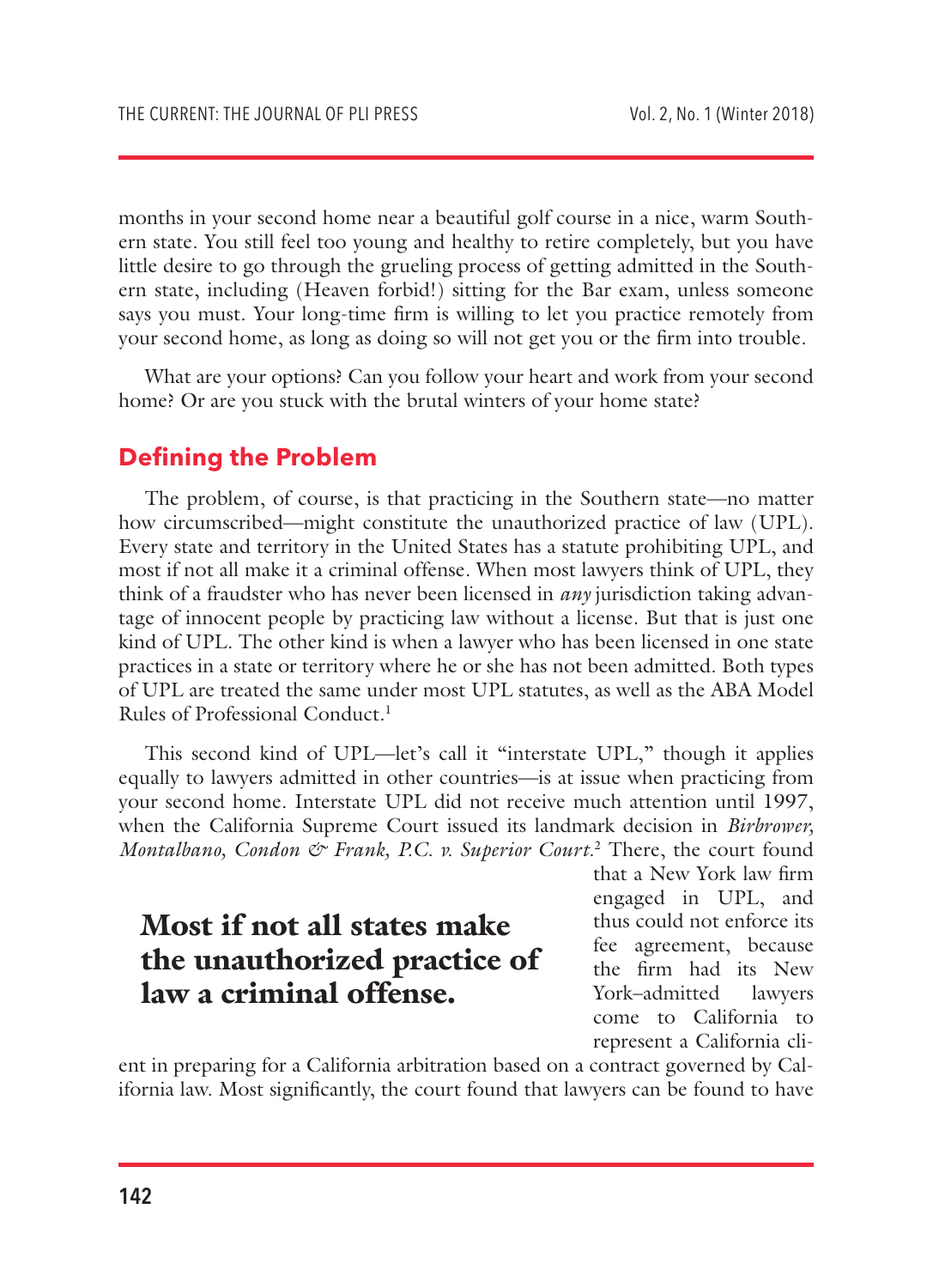months in your second home near a beautiful golf course in a nice, warm Southern state. You still feel too young and healthy to retire completely, but you have little desire to go through the grueling process of getting admitted in the Southern state, including (Heaven forbid!) sitting for the Bar exam, unless someone says you must. Your long-time firm is willing to let you practice remotely from your second home, as long as doing so will not get you or the firm into trouble.

What are your options? Can you follow your heart and work from your second home? Or are you stuck with the brutal winters of your home state?

## Defining the Problem

The problem, of course, is that practicing in the Southern state—no matter how circumscribed—might constitute the unauthorized practice of law (UPL). Every state and territory in the United States has a statute prohibiting UPL, and most if not all make it a criminal offense. When most lawyers think of UPL, they think of a fraudster who has never been licensed in *any* jurisdiction taking advantage of innocent people by practicing law without a license. But that is just one kind of UPL. The other kind is when a lawyer who has been licensed in one state practices in a state or territory where he or she has not been admitted. Both types of UPL are treated the same under most UPL statutes, as well as the ABA Model Rules of Professional Conduct.[1]

This second kind of UPL—let's call it "interstate UPL," though it applies equally to lawyers admitted in other countries—is at issue when practicing from your second home. Interstate UPL did not receive much attention until 1997, when the California Supreme Court issued its landmark decision in *Birbrower, Montalbano, Condon & Frank, P.C. v. Superior Court*.[2] There, the court found that a New York law firm engaged in UPL, and thus could not enforce its fee agreement, because the firm had its New York–admitted lawyers come to California to represent a California client in preparing for a California arbitration based on a contract governed by California law. Most significantly, the court found that lawyers can be found to have

> **Most if not all states make the unauthorized practice of law a criminal offense.**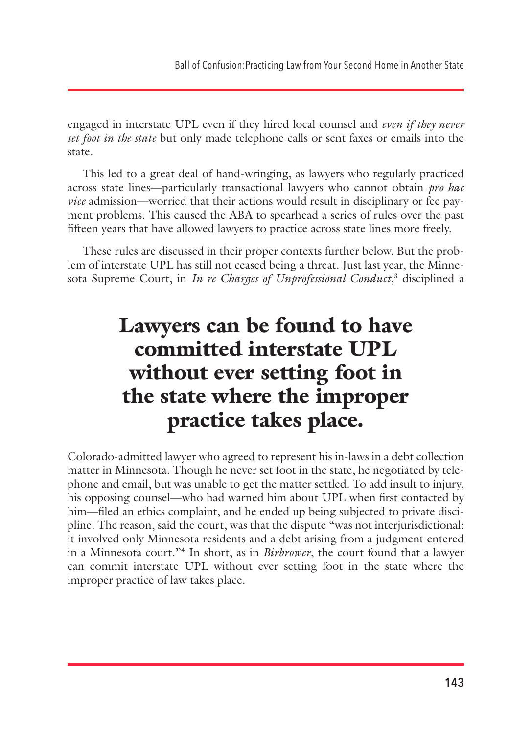engaged in interstate UPL even if they hired local counsel and *even if they never set foot in the state* but only made telephone calls or sent faxes or emails into the state.

This led to a great deal of hand-wringing, as lawyers who regularly practiced across state lines—particularly transactional lawyers who cannot obtain *pro hac vice* admission—worried that their actions would result in disciplinary or fee payment problems. This caused the ABA to spearhead a series of rules over the past fifteen years that have allowed lawyers to practice across state lines more freely.

These rules are discussed in their proper contexts further below. But the problem of interstate UPL has still not ceased being a threat. Just last year, the Minnesota Supreme Court, in *In re Charges of Unprofessional Conduct*,[3] disciplined a Colorado-admitted lawyer who agreed to represent his in-laws in a debt collection matter in Minnesota. Though he never set foot in the state, he negotiated by telephone and email, but was unable to get the matter settled. To add insult to injury, his opposing counsel—who had warned him about UPL when first contacted by him—filed an ethics complaint, and he ended up being subjected to private discipline. The reason, said the court, was that the dispute "was not interjurisdictional: it involved only Minnesota residents and a debt arising from a judgment entered in a Minnesota court."[4] In short, as in *Birbrower*, the court found that a lawyer can commit interstate UPL without ever setting foot in the state where the improper practice of law takes place.

**Lawyers can be found to have committed interstate UPL without ever setting foot in the state where the improper practice takes place.**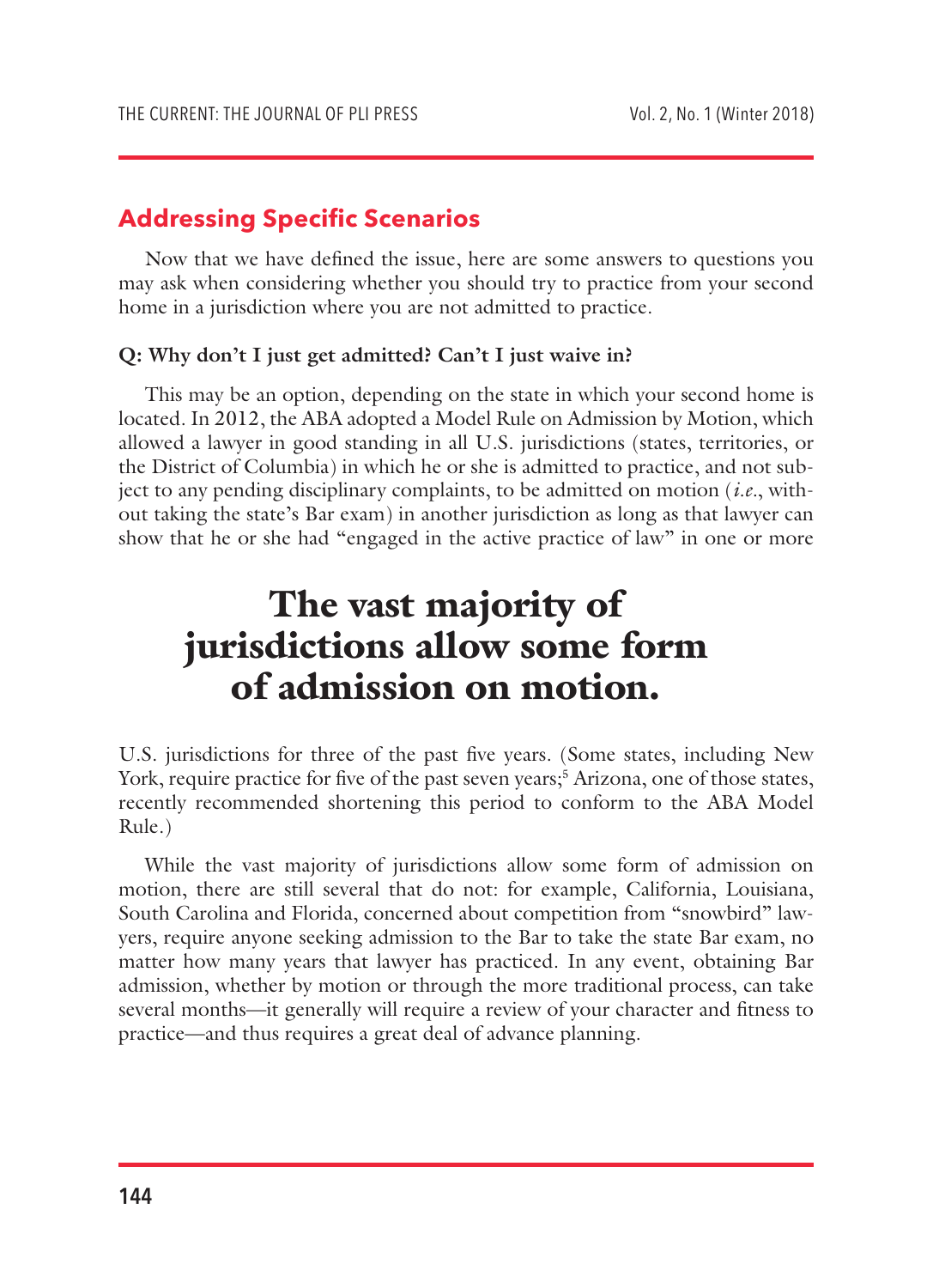## Addressing Specific Scenarios

Now that we have defined the issue, here are some answers to questions you may ask when considering whether you should try to practice from your second home in a jurisdiction where you are not admitted to practice.

**Q: Why don't I just get admitted? Can't I just waive in?**

This may be an option, depending on the state in which your second home is located. In 2012, the ABA adopted a Model Rule on Admission by Motion, which allowed a lawyer in good standing in all U.S. jurisdictions (states, territories, or the District of Columbia) in which he or she is admitted to practice, and not subject to any pending disciplinary complaints, to be admitted on motion (*i.e.*, without taking the state's Bar exam) in another jurisdiction as long as that lawyer can show that he or she had "engaged in the active practice of law" in one or more U.S. jurisdictions for three of the past five years. (Some states, including New York, require practice for five of the past seven years;[5] Arizona, one of those states, recently recommended shortening this period to conform to the ABA Model Rule.)

> **The vast majority of jurisdictions allow some form of admission on motion.**

While the vast majority of jurisdictions allow some form of admission on motion, there are still several that do not: for example, California, Louisiana, South Carolina and Florida, concerned about competition from "snowbird" lawyers, require anyone seeking admission to the Bar to take the state Bar exam, no matter how many years that lawyer has practiced. In any event, obtaining Bar admission, whether by motion or through the more traditional process, can take several months—it generally will require a review of your character and fitness to practice—and thus requires a great deal of advance planning.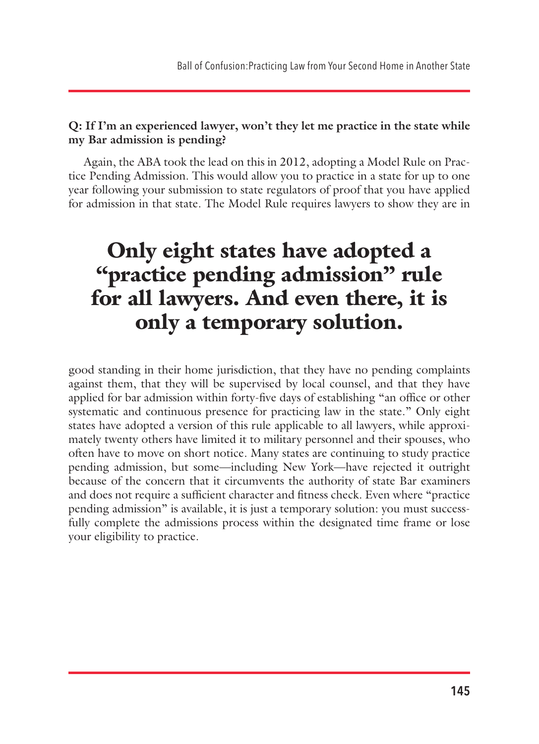**Q: If I'm an experienced lawyer, won't they let me practice in the state while my Bar admission is pending?**

Again, the ABA took the lead on this in 2012, adopting a Model Rule on Practice Pending Admission. This would allow you to practice in a state for up to one year following your submission to state regulators of proof that you have applied for admission in that state. The Model Rule requires lawyers to show they are in good standing in their home jurisdiction, that they have no pending complaints against them, that they will be supervised by local counsel, and that they have applied for bar admission within forty-five days of establishing "an office or other systematic and continuous presence for practicing law in the state." Only eight states have adopted a version of this rule applicable to all lawyers, while approximately twenty others have limited it to military personnel and their spouses, who often have to move on short notice. Many states are continuing to study practice pending admission, but some—including New York—have rejected it outright because of the concern that it circumvents the authority of state Bar examiners and does not require a sufficient character and fitness check. Even where "practice pending admission" is available, it is just a temporary solution: you must successfully complete the admissions process within the designated time frame or lose your eligibility to practice.

> **Only eight states have adopted a "practice pending admission" rule for all lawyers. And even there, it is only a temporary solution.**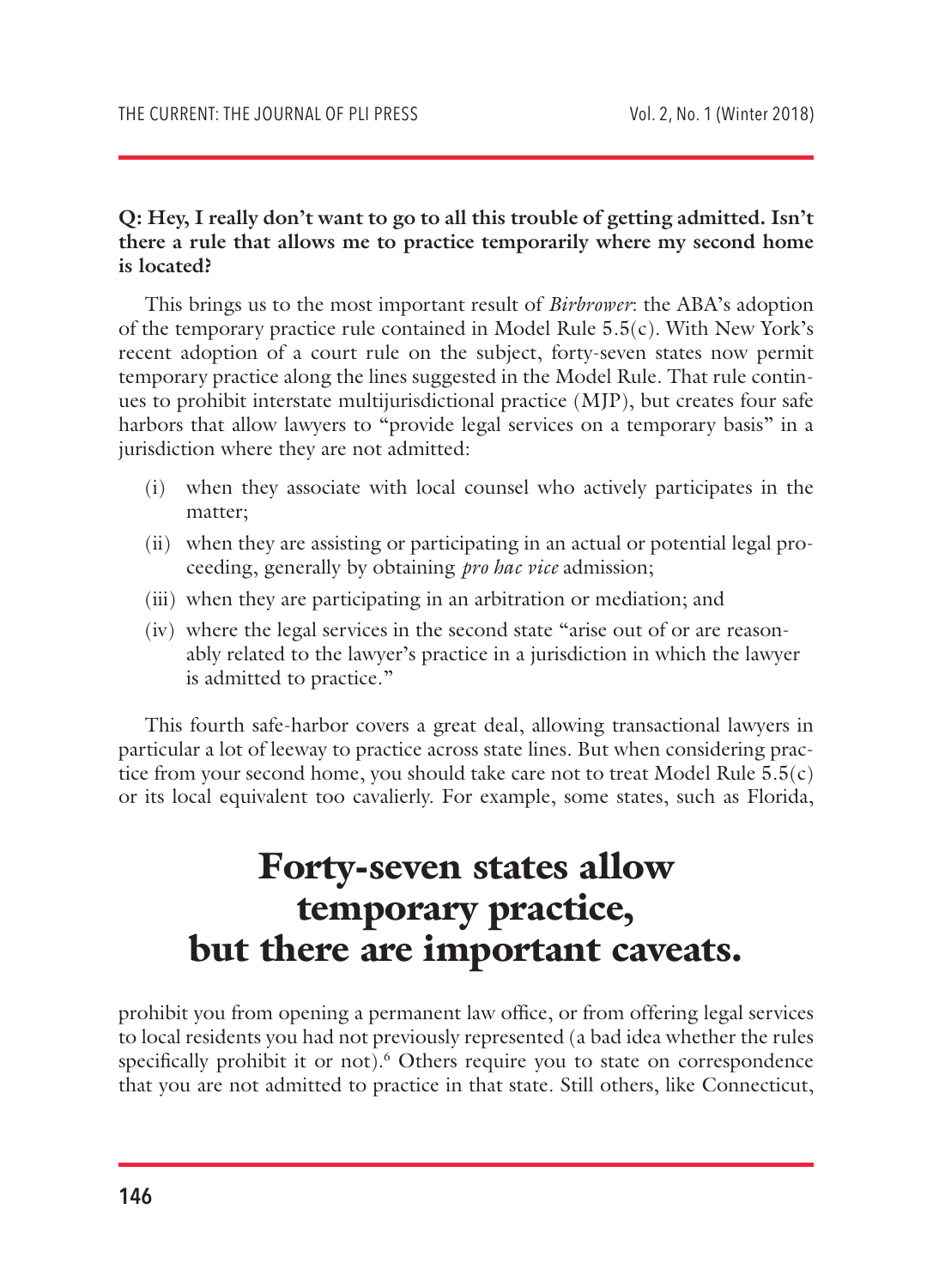**Q: Hey, I really don't want to go to all this trouble of getting admitted. Isn't there a rule that allows me to practice temporarily where my second home is located?**

This brings us to the most important result of *Birbrower*: the ABA's adoption of the temporary practice rule contained in Model Rule 5.5(c). With New York's recent adoption of a court rule on the subject, forty-seven states now permit temporary practice along the lines suggested in the Model Rule. That rule continues to prohibit interstate multijurisdictional practice (MJP), but creates four safe harbors that allow lawyers to "provide legal services on a temporary basis" in a jurisdiction where they are not admitted:

(i) when they associate with local counsel who actively participates in the matter;

(ii) when they are assisting or participating in an actual or potential legal proceeding, generally by obtaining *pro hac vice* admission;

(iii) when they are participating in an arbitration or mediation; and

(iv) where the legal services in the second state "arise out of or are reasonably related to the lawyer's practice in a jurisdiction in which the lawyer is admitted to practice."

This fourth safe-harbor covers a great deal, allowing transactional lawyers in particular a lot of leeway to practice across state lines. But when considering practice from your second home, you should take care not to treat Model Rule 5.5(c) or its local equivalent too cavalierly. For example, some states, such as Florida, prohibit you from opening a permanent law office, or from offering legal services to local residents you had not previously represented (a bad idea whether the rules specifically prohibit it or not).[6] Others require you to state on correspondence that you are not admitted to practice in that state. Still others, like Connecticut,

## Forty-seven states allow temporary practice, but there are important caveats.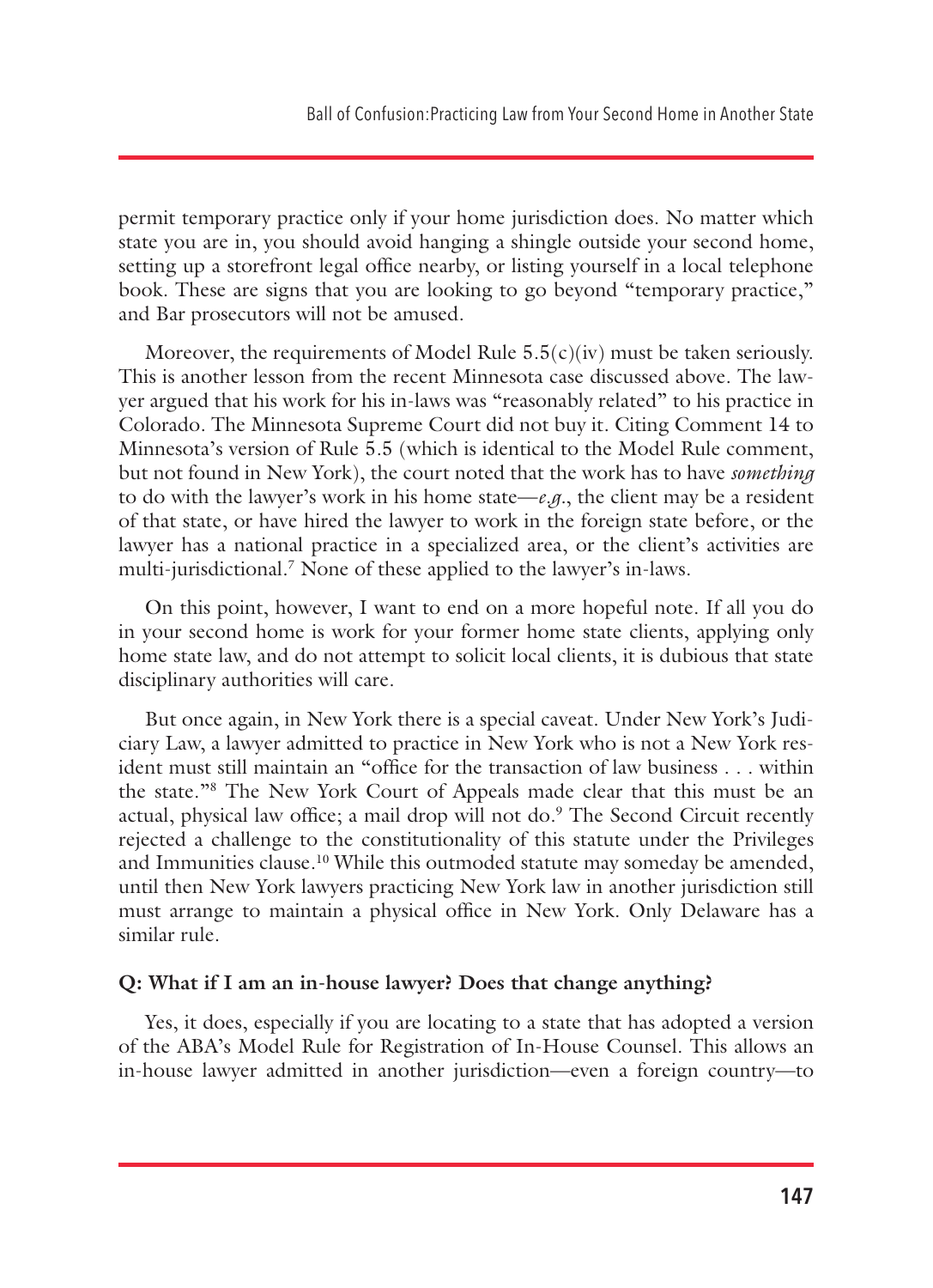permit temporary practice only if your home jurisdiction does. No matter which state you are in, you should avoid hanging a shingle outside your second home, setting up a storefront legal office nearby, or listing yourself in a local telephone book. These are signs that you are looking to go beyond "temporary practice," and Bar prosecutors will not be amused.

Moreover, the requirements of Model Rule 5.5(c)(iv) must be taken seriously. This is another lesson from the recent Minnesota case discussed above. The lawyer argued that his work for his in-laws was "reasonably related" to his practice in Colorado. The Minnesota Supreme Court did not buy it. Citing Comment 14 to Minnesota's version of Rule 5.5 (which is identical to the Model Rule comment, but not found in New York), the court noted that the work has to have *something* to do with the lawyer's work in his home state—*e.g.*, the client may be a resident of that state, or have hired the lawyer to work in the foreign state before, or the lawyer has a national practice in a specialized area, or the client's activities are multi-jurisdictional.[7] None of these applied to the lawyer's in-laws.

On this point, however, I want to end on a more hopeful note. If all you do in your second home is work for your former home state clients, applying only home state law, and do not attempt to solicit local clients, it is dubious that state disciplinary authorities will care.

But once again, in New York there is a special caveat. Under New York's Judiciary Law, a lawyer admitted to practice in New York who is not a New York resident must still maintain an "office for the transaction of law business . . . within the state."[8] The New York Court of Appeals made clear that this must be an actual, physical law office; a mail drop will not do.[9] The Second Circuit recently rejected a challenge to the constitutionality of this statute under the Privileges and Immunities clause.[10] While this outmoded statute may someday be amended, until then New York lawyers practicing New York law in another jurisdiction still must arrange to maintain a physical office in New York. Only Delaware has a similar rule.

**Q: What if I am an in-house lawyer? Does that change anything?**

Yes, it does, especially if you are locating to a state that has adopted a version of the ABA's Model Rule for Registration of In-House Counsel. This allows an in-house lawyer admitted in another jurisdiction—even a foreign country—to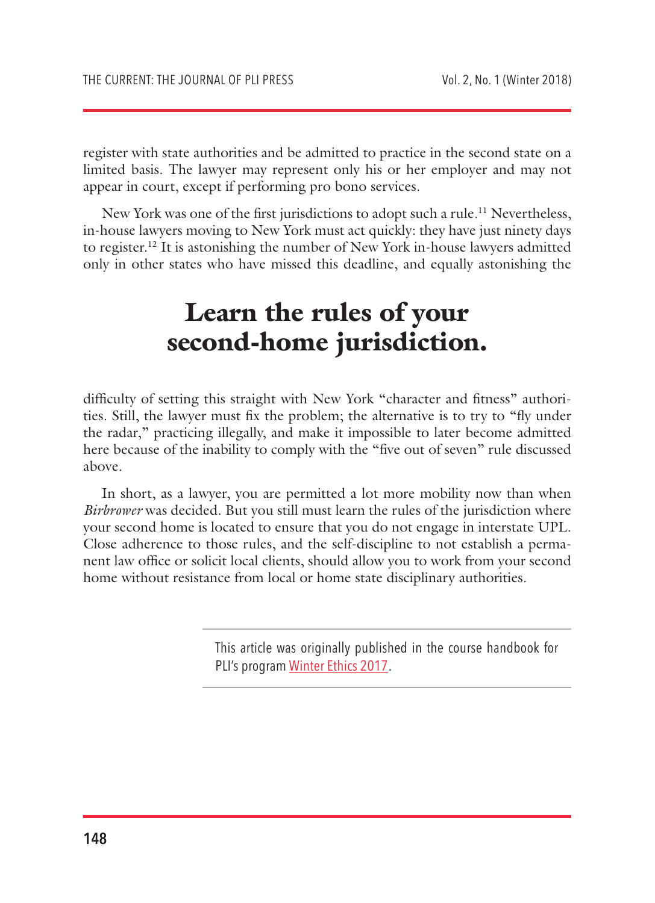register with state authorities and be admitted to practice in the second state on a limited basis. The lawyer may represent only his or her employer and may not appear in court, except if performing pro bono services.

New York was one of the first jurisdictions to adopt such a rule.[11] Nevertheless, in-house lawyers moving to New York must act quickly: they have just ninety days to register.[12] It is astonishing the number of New York in-house lawyers admitted only in other states who have missed this deadline, and equally astonishing the difficulty of setting this straight with New York "character and fitness" authorities. Still, the lawyer must fix the problem; the alternative is to try to "fly under the radar," practicing illegally, and make it impossible to later become admitted here because of the inability to comply with the "five out of seven" rule discussed above.

**Learn the rules of your second-home jurisdiction.**

In short, as a lawyer, you are permitted a lot more mobility now than when *Birbrower* was decided. But you still must learn the rules of the jurisdiction where your second home is located to ensure that you do not engage in interstate UPL. Close adherence to those rules, and the self-discipline to not establish a permanent law office or solicit local clients, should allow you to work from your second home without resistance from local or home state disciplinary authorities.

---

This article was originally published in the course handbook for PLI's program Winter Ethics 2017.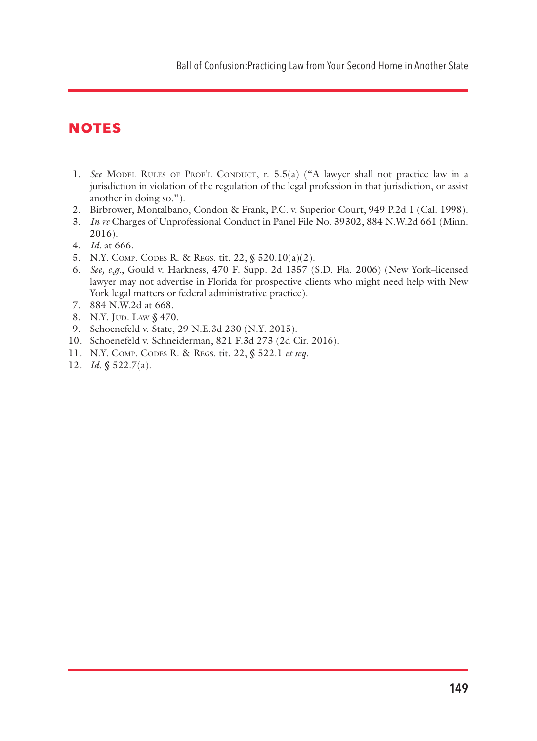## NOTES

1. *See* Model Rules of Prof'l Conduct, r. 5.5(a) ("A lawyer shall not practice law in a jurisdiction in violation of the regulation of the legal profession in that jurisdiction, or assist another in doing so.").
2. Birbrower, Montalbano, Condon & Frank, P.C. v. Superior Court, 949 P.2d 1 (Cal. 1998).
3. *In re* Charges of Unprofessional Conduct in Panel File No. 39302, 884 N.W.2d 661 (Minn. 2016).
4. *Id.* at 666.
5. N.Y. Comp. Codes R. & Regs. tit. 22, § 520.10(a)(2).
6. *See, e.g.*, Gould v. Harkness, 470 F. Supp. 2d 1357 (S.D. Fla. 2006) (New York–licensed lawyer may not advertise in Florida for prospective clients who might need help with New York legal matters or federal administrative practice).
7. 884 N.W.2d at 668.
8. N.Y. Jud. Law § 470.
9. Schoenefeld v. State, 29 N.E.3d 230 (N.Y. 2015).
10. Schoenefeld v. Schneiderman, 821 F.3d 273 (2d Cir. 2016).
11. N.Y. Comp. Codes R. & Regs. tit. 22, § 522.1 *et seq.*
12. *Id.* § 522.7(a).